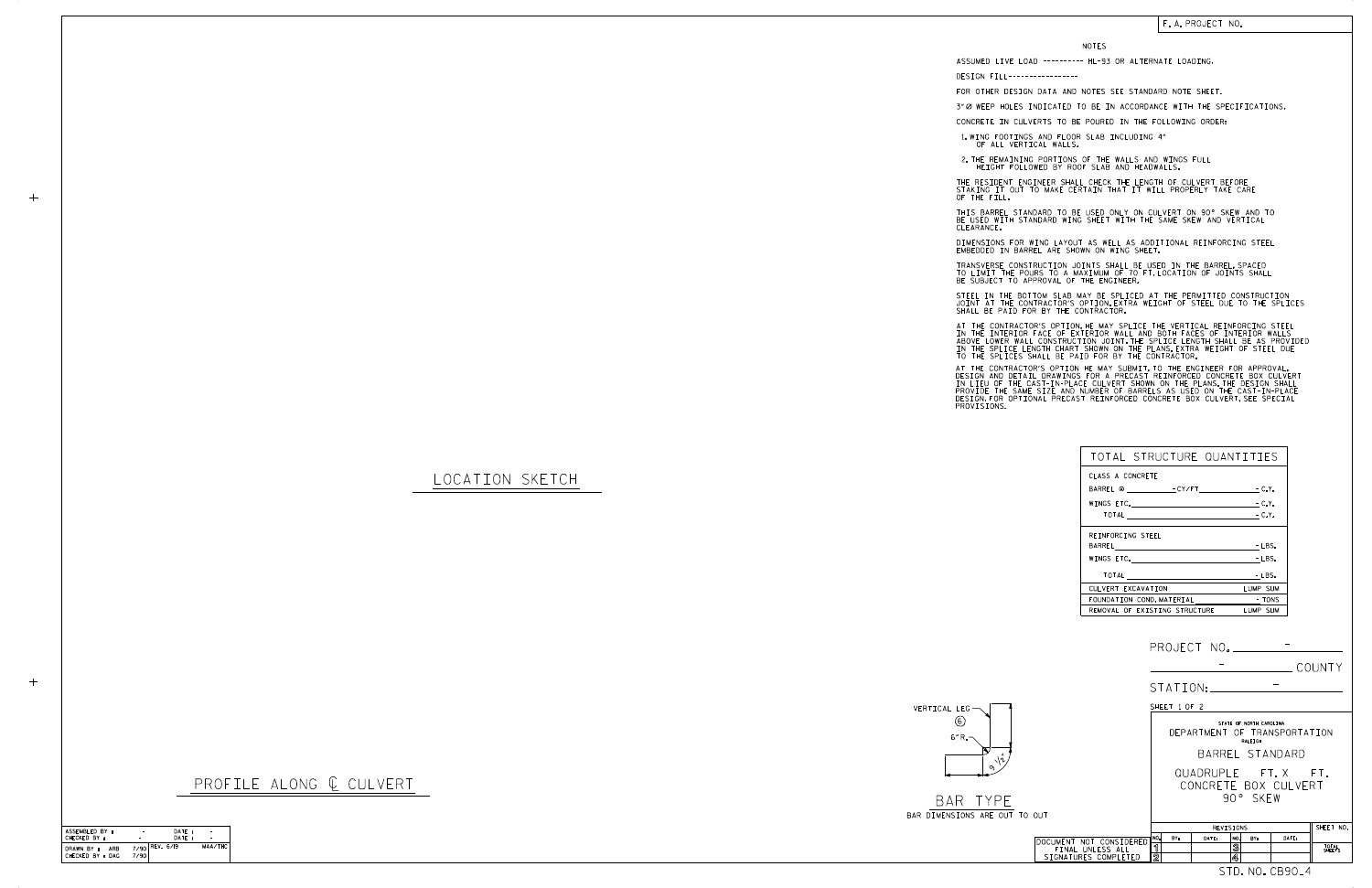F. A. PROJECT NO.

## NOTES

ASSUMED LIVE LOAD ---------- HL-93 OR ALTERNATE LOADING.

DESIGN FILL-----------------

FOR OTHER DESIGN DATA AND NOTES SEE STANDARD NOTE SHEET.

3"Ø WEEP HOLES INDICATED TO BE IN ACCORDANCE WITH THE SPECIFICATIONS.

CONCRETE IN CULVERTS TO BE POURED IN THE FOLLOWING ORDER:

1. WING FOOTINGS AND FLOOR SLAB INCLUDING 4" OF ALL VERTICAL WALLS.
2. THE REMAINING PORTIONS OF THE WALLS AND WINGS FULL HEIGHT FOLLOWED BY ROOF SLAB AND HEADWALLS.

THE RESIDENT ENGINEER SHALL CHECK THE LENGTH OF CULVERT BEFORE STAKING IT OUT TO MAKE CERTAIN THAT IT WILL PROPERLY TAKE CARE OF THE FILL.

THIS BARREL STANDARD TO BE USED ONLY ON CULVERT ON 90° SKEW AND TO BE USED WITH STANDARD WING SHEET WITH THE SAME SKEW AND VERTICAL CLEARANCE.

DIMENSIONS FOR WING LAYOUT AS WELL AS ADDITIONAL REINFORCING STEEL EMBEDDED IN BARREL ARE SHOWN ON WING SHEET.

TRANSVERSE CONSTRUCTION JOINTS SHALL BE USED IN THE BARREL, SPACED TO LIMIT THE POURS TO A MAXIMUM OF 70 FT. LOCATION OF JOINTS SHALL BE SUBJECT TO APPROVAL OF THE ENGINEER.

STEEL IN THE BOTTOM SLAB MAY BE SPLICED AT THE PERMITTED CONSTRUCTION JOINT AT THE CONTRACTOR'S OPTION. EXTRA WEIGHT OF STEEL DUE TO THE SPLICES SHALL BE PAID FOR BY THE CONTRACTOR.

AT THE CONTRACTOR'S OPTION, HE MAY SPLICE THE VERTICAL REINFORCING STEEL IN THE INTERIOR FACE OF EXTERIOR WALL AND BOTH FACES OF INTERIOR WALLS ABOVE LOWER WALL CONSTRUCTION JOINT. THE SPLICE LENGTH SHALL BE AS PROVIDED IN THE SPLICE LENGTH CHART SHOWN ON THE PLANS. EXTRA WEIGHT OF STEEL DUE TO THE SPLICES SHALL BE PAID FOR BY THE CONTRACTOR.

AT THE CONTRACTOR'S OPTION HE MAY SUBMIT, TO THE ENGINEER FOR APPROVAL, DESIGN AND DETAIL DRAWINGS FOR A PRECAST REINFORCED CONCRETE BOX CULVERT IN LIEU OF THE CAST-IN-PLACE CULVERT SHOWN ON THE PLANS. THE DESIGN SHALL PROVIDE THE SAME SIZE AND NUMBER OF BARRELS AS USED ON THE CAST-IN-PLACE DESIGN. FOR OPTIONAL PRECAST REINFORCED CONCRETE BOX CULVERT, SEE SPECIAL PROVISIONS.

## TOTAL STRUCTURE QUANTITIES

| Item | Quantity |
|---|---|
| CLASS A CONCRETE | |
| BARREL @ ____ - CY/FT | - C.Y. |
| WINGS ETC. | - C.Y. |
| TOTAL | - C.Y. |
| REINFORCING STEEL | |
| BARREL | - LBS. |
| WINGS ETC. | - LBS. |
| TOTAL | - LBS. |
| CULVERT EXCAVATION | LUMP SUM |
| FOUNDATION COND. MATERIAL | - TONS |
| REMOVAL OF EXISTING STRUCTURE | LUMP SUM |

LOCATION SKETCH

PROFILE ALONG ℄ CULVERT

VERTICAL LEG ⑥ 6" R. 9 1/2"

BAR TYPE

BAR DIMENSIONS ARE OUT TO OUT

PROJECT NO. -

- COUNTY

STATION: -

SHEET 1 OF 2

STATE OF NORTH CAROLINA
DEPARTMENT OF TRANSPORTATION
RALEIGH

BARREL STANDARD

QUADRUPLE FT. X FT.
CONCRETE BOX CULVERT
90° SKEW

| NO. | BY: | DATE: | NO. | BY: | DATE: |
|---|---|---|---|---|---|
| 1 | | | 3 | | |
| 2 | | | 4 | | |

SHEET NO.

TOTAL SHEETS

DOCUMENT NOT CONSIDERED FINAL UNLESS ALL SIGNATURES COMPLETED

| | | | |
|---|---|---|---|
| ASSEMBLED BY : - | DATE : - | | |
| CHECKED BY : - | DATE : - | | |
| DRAWN BY : ARB | 7/90 | REV. 6/19 | MAA/THC |
| CHECKED BY : DAG | 7/90 | | |

STD. NO. CB90_4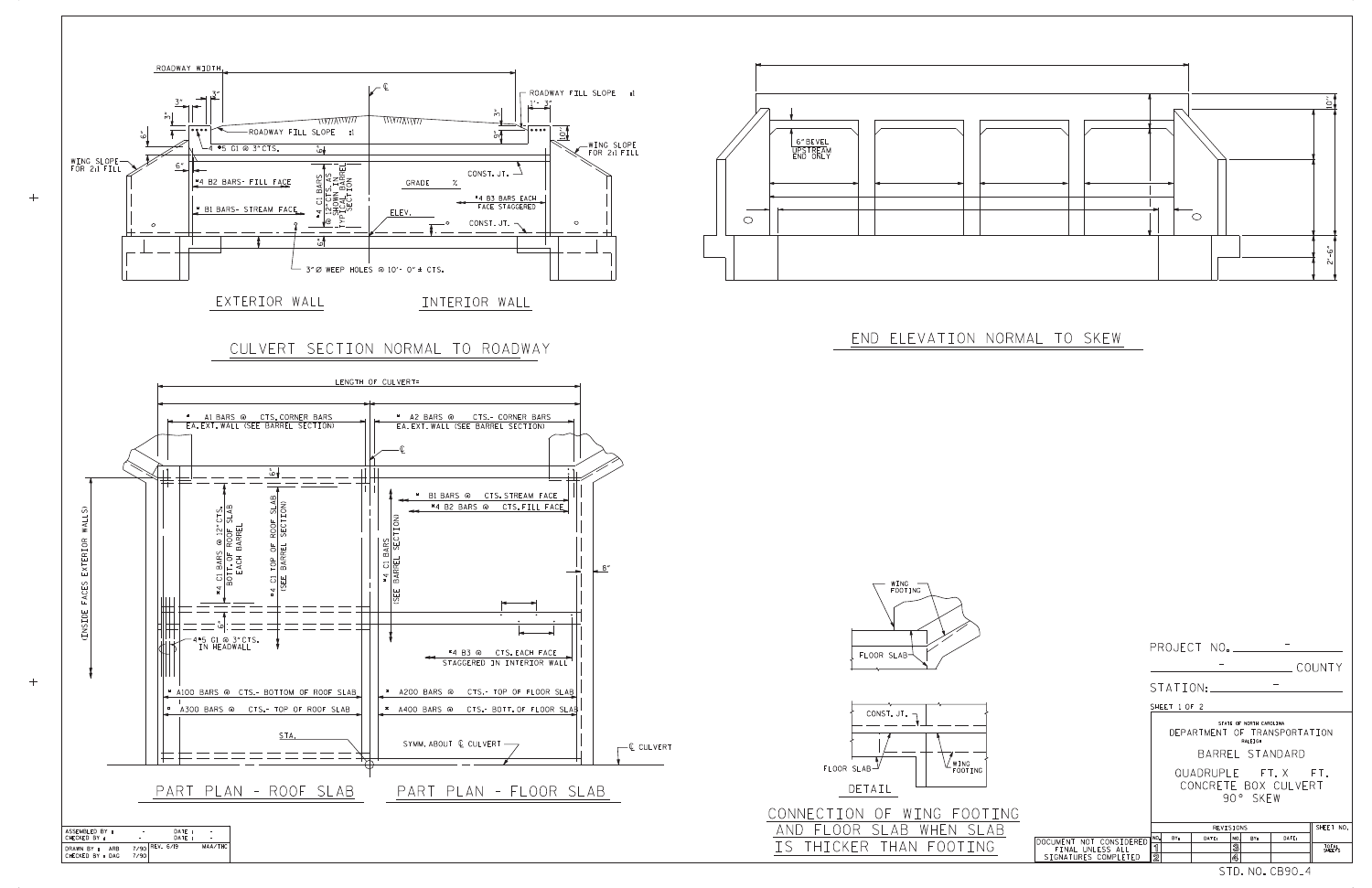ROADWAY WIDTH

ROADWAY FILL SLOPE :1

ROADWAY FILL SLOPE :1

WING SLOPE FOR 2:1 FILL

WING SLOPE FOR 2:1 FILL

4 #5 G1 @ 3" CTS.

#4 B2 BARS- FILL FACE

#4 B1 BARS- STREAM FACE

#4 C1 BARS @ 12" CTS. AS SHOWN IN TYPICAL BARREL SECTION

GRADE %

CONST. JT.

#4 B3 BARS EACH FACE STAGGERED

ELEV.

CONST. JT.

3" Ø WEEP HOLES @ 10'- 0" ± CTS.

EXTERIOR WALL    INTERIOR WALL

## CULVERT SECTION NORMAL TO ROADWAY

6" BEVEL UPSTREAM END ONLY

10"

2'-6"

## END ELEVATION NORMAL TO SKEW

LENGTH OF CULVERT=

# A1 BARS @ CTS. CORNER BARS EA. EXT. WALL (SEE BARREL SECTION)

# A2 BARS @ CTS.- CORNER BARS EA. EXT. WALL (SEE BARREL SECTION)

#4 C1 BARS @ 12" CTS. BOTT. OF ROOF SLAB EACH BARREL

#4 C1 TOP OF ROOF SLAB (SEE BARREL SECTION)

#4 C1 BARS (SEE BARREL SECTION)

# B1 BARS @ CTS. STREAM FACE

#4 B2 BARS @ CTS. FILL FACE

(INSIDE FACES EXTERIOR WALLS)

8"

4 #5 G1 @ 3" CTS. IN HEADWALL

#4 B3 @ CTS. EACH FACE STAGGERED IN INTERIOR WALL

# A100 BARS @ CTS.- BOTTOM OF ROOF SLAB

# A300 BARS @ CTS.- TOP OF ROOF SLAB

# A200 BARS @ CTS.- TOP OF FLOOR SLAB

# A400 BARS @ CTS.- BOTT. OF FLOOR SLAB

STA.

SYMM. ABOUT ℄ CULVERT

℄ CULVERT

## PART PLAN - ROOF SLAB    PART PLAN - FLOOR SLAB

WING FOOTING

FLOOR SLAB

CONST. JT.

FLOOR SLAB

WING FOOTING

DETAIL

## CONNECTION OF WING FOOTING AND FLOOR SLAB WHEN SLAB IS THICKER THAN FOOTING

PROJECT NO. -

- COUNTY

STATION: -

SHEET 1 OF 2

STATE OF NORTH CAROLINA
DEPARTMENT OF TRANSPORTATION
RALEIGH

BARREL STANDARD

QUADRUPLE FT. X FT.
CONCRETE BOX CULVERT
90° SKEW

| REVISIONS | | | | | | SHEET NO. |
|---|---|---|---|---|---|---|
| NO. | BY: | DATE: | NO. | BY: | DATE: | |
| 1 | | | 3 | | | TOTAL SHEETS |
| 2 | | | 4 | | | |

DOCUMENT NOT CONSIDERED FINAL UNLESS ALL SIGNATURES COMPLETED

| | | | |
|---|---|---|---|
| ASSEMBLED BY : - | | DATE : - | |
| CHECKED BY : - | | DATE : - | |
| DRAWN BY : ARB | 7/90 | REV. 6/19 | MAA/THC |
| CHECKED BY : DAG | 7/90 | | |

STD. NO. CB90_4